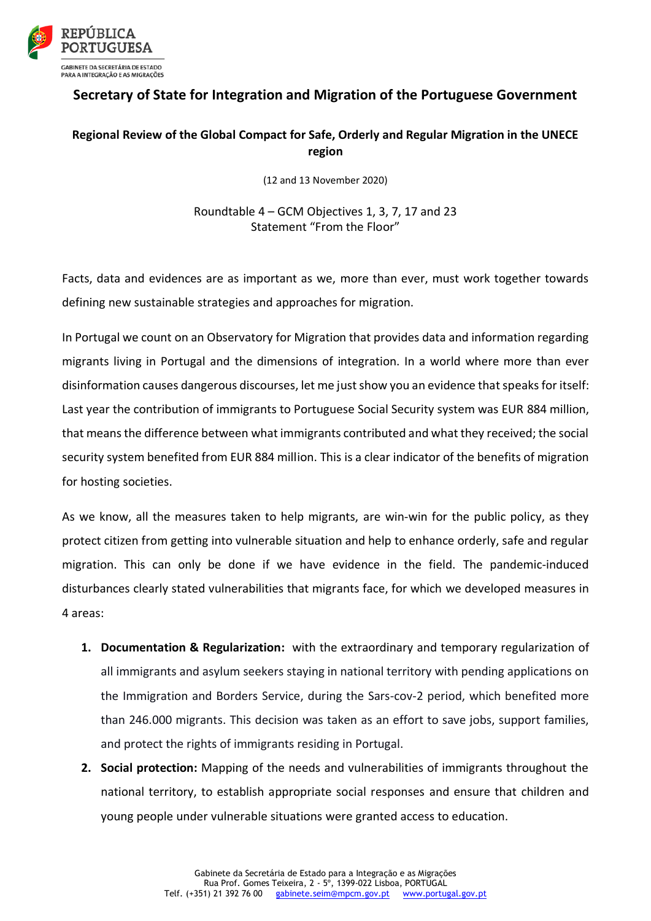REPÚBLICA PORTUGUESA

GABINETE DA SECRETÁRIA DE ESTADO PARA A INTEGRAÇÃO E AS MIGRAÇÕES

# Secretary of State for Integration and Migration of the Portuguese Government

## Regional Review of the Global Compact for Safe, Orderly and Regular Migration in the UNECE region

(12 and 13 November 2020)

Roundtable 4 – GCM Objectives 1, 3, 7, 17 and 23
Statement "From the Floor"

Facts, data and evidences are as important as we, more than ever, must work together towards defining new sustainable strategies and approaches for migration.

In Portugal we count on an Observatory for Migration that provides data and information regarding migrants living in Portugal and the dimensions of integration. In a world where more than ever disinformation causes dangerous discourses, let me just show you an evidence that speaks for itself: Last year the contribution of immigrants to Portuguese Social Security system was EUR 884 million, that means the difference between what immigrants contributed and what they received; the social security system benefited from EUR 884 million. This is a clear indicator of the benefits of migration for hosting societies.

As we know, all the measures taken to help migrants, are win-win for the public policy, as they protect citizen from getting into vulnerable situation and help to enhance orderly, safe and regular migration. This can only be done if we have evidence in the field. The pandemic-induced disturbances clearly stated vulnerabilities that migrants face, for which we developed measures in 4 areas:

1. **Documentation & Regularization:** with the extraordinary and temporary regularization of all immigrants and asylum seekers staying in national territory with pending applications on the Immigration and Borders Service, during the Sars-cov-2 period, which benefited more than 246.000 migrants. This decision was taken as an effort to save jobs, support families, and protect the rights of immigrants residing in Portugal.
2. **Social protection:** Mapping of the needs and vulnerabilities of immigrants throughout the national territory, to establish appropriate social responses and ensure that children and young people under vulnerable situations were granted access to education.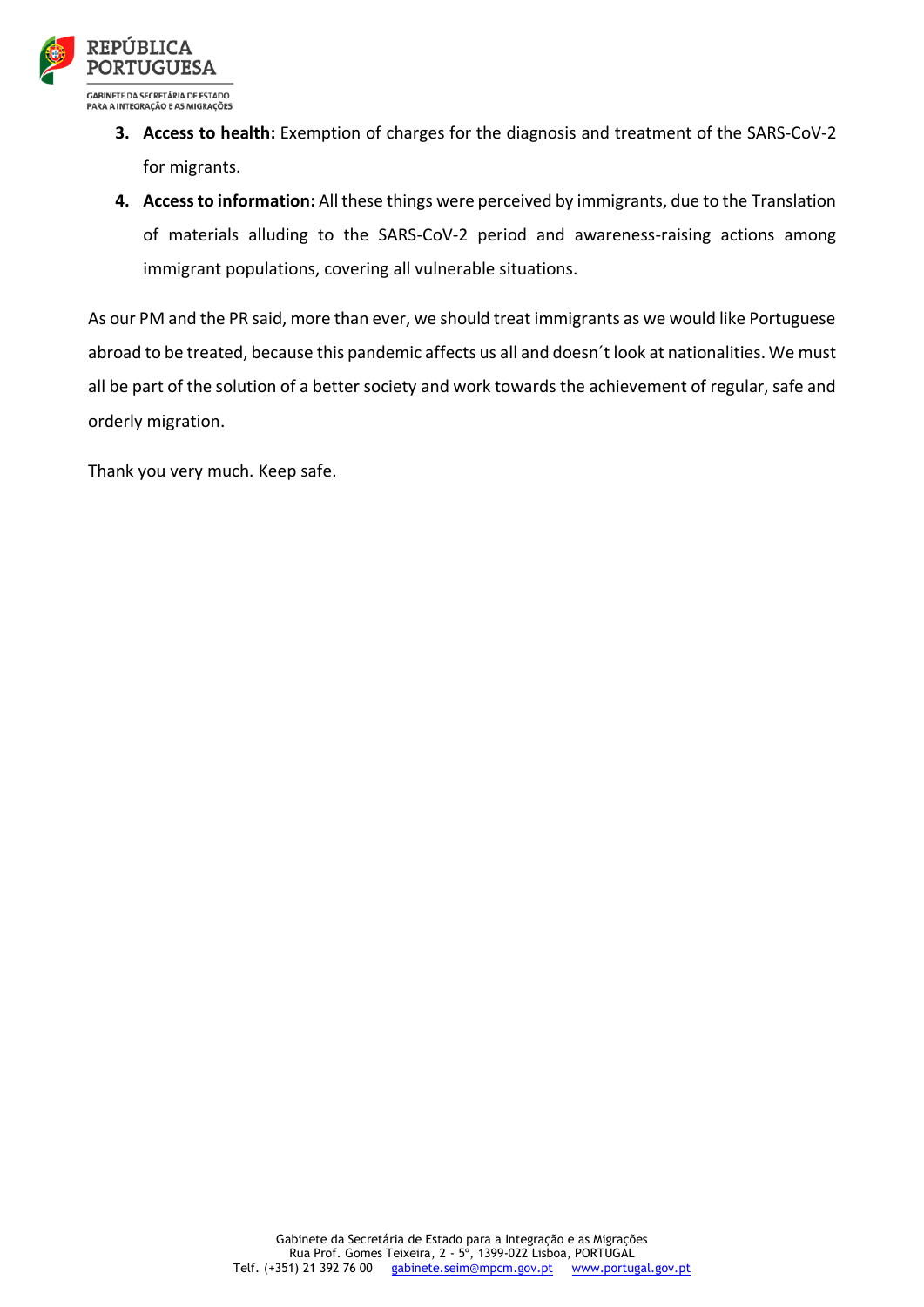3. **Access to health:** Exemption of charges for the diagnosis and treatment of the SARS-CoV-2 for migrants.
4. **Access to information:** All these things were perceived by immigrants, due to the Translation of materials alluding to the SARS-CoV-2 period and awareness-raising actions among immigrant populations, covering all vulnerable situations.

As our PM and the PR said, more than ever, we should treat immigrants as we would like Portuguese abroad to be treated, because this pandemic affects us all and doesn´t look at nationalities. We must all be part of the solution of a better society and work towards the achievement of regular, safe and orderly migration.

Thank you very much. Keep safe.